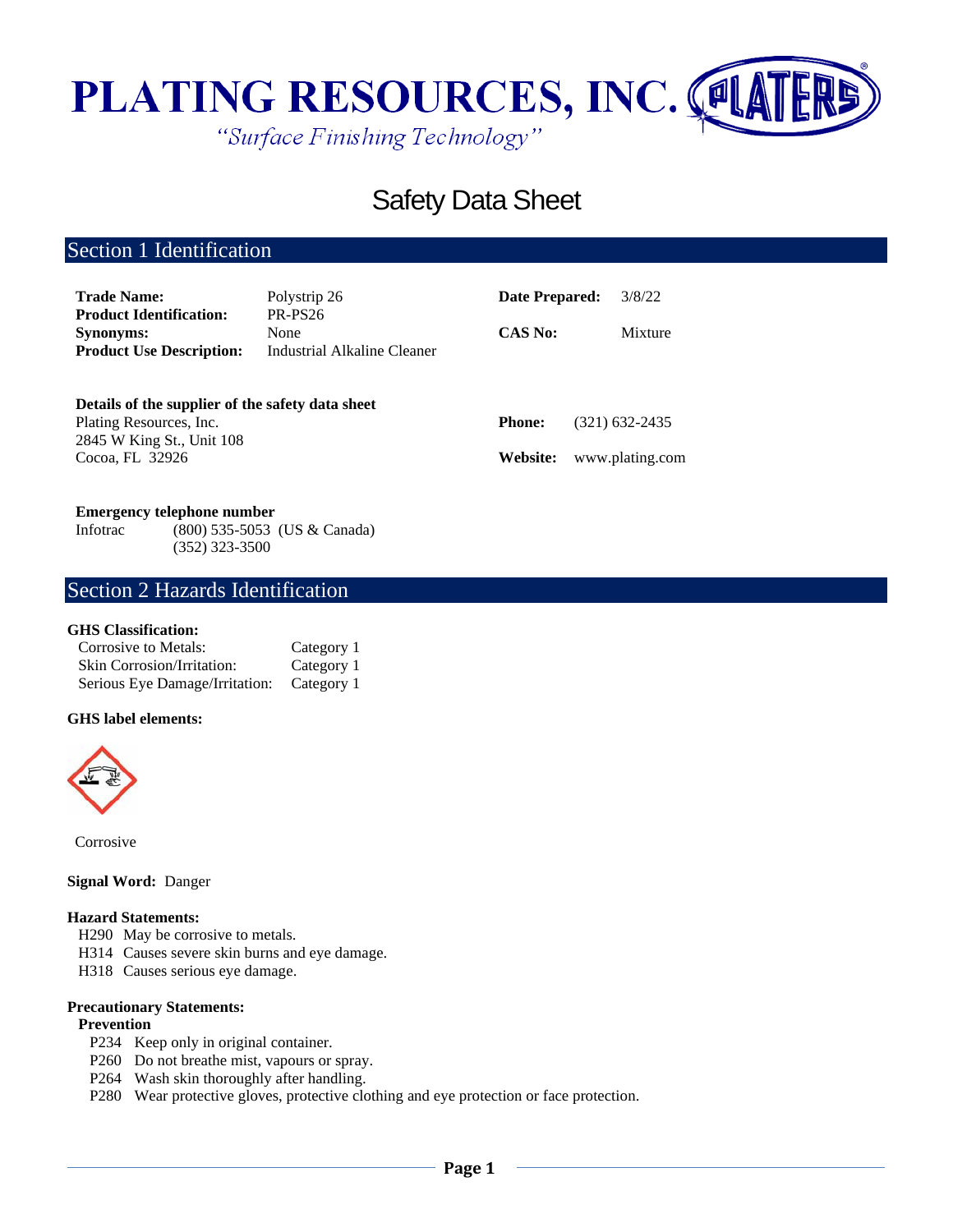# PLATING RESOURCES, INC.

*"Surface Finishing Technology"*

# Safety Data Sheet

## Section 1 Identification

| | | | |
|---|---|---|---|
| **Trade Name:** | Polystrip 26 | **Date Prepared:** | 3/8/22 |
| **Product Identification:** | PR-PS26 | | |
| **Synonyms:** | None | **CAS No:** | Mixture |
| **Product Use Description:** | Industrial Alkaline Cleaner | | |

**Details of the supplier of the safety data sheet**

Plating Resources, Inc.
2845 W King St., Unit 108
Cocoa, FL 32926

**Phone:** (321) 632-2435

**Website:** www.plating.com

**Emergency telephone number**

Infotrac (800) 535-5053 (US & Canada)
(352) 323-3500

## Section 2 Hazards Identification

**GHS Classification:**

| | |
|---|---|
| Corrosive to Metals: | Category 1 |
| Skin Corrosion/Irritation: | Category 1 |
| Serious Eye Damage/Irritation: | Category 1 |

**GHS label elements:**

Corrosive

**Signal Word:** Danger

**Hazard Statements:**

- H290 May be corrosive to metals.
- H314 Causes severe skin burns and eye damage.
- H318 Causes serious eye damage.

**Precautionary Statements:**

**Prevention**

- P234 Keep only in original container.
- P260 Do not breathe mist, vapours or spray.
- P264 Wash skin thoroughly after handling.
- P280 Wear protective gloves, protective clothing and eye protection or face protection.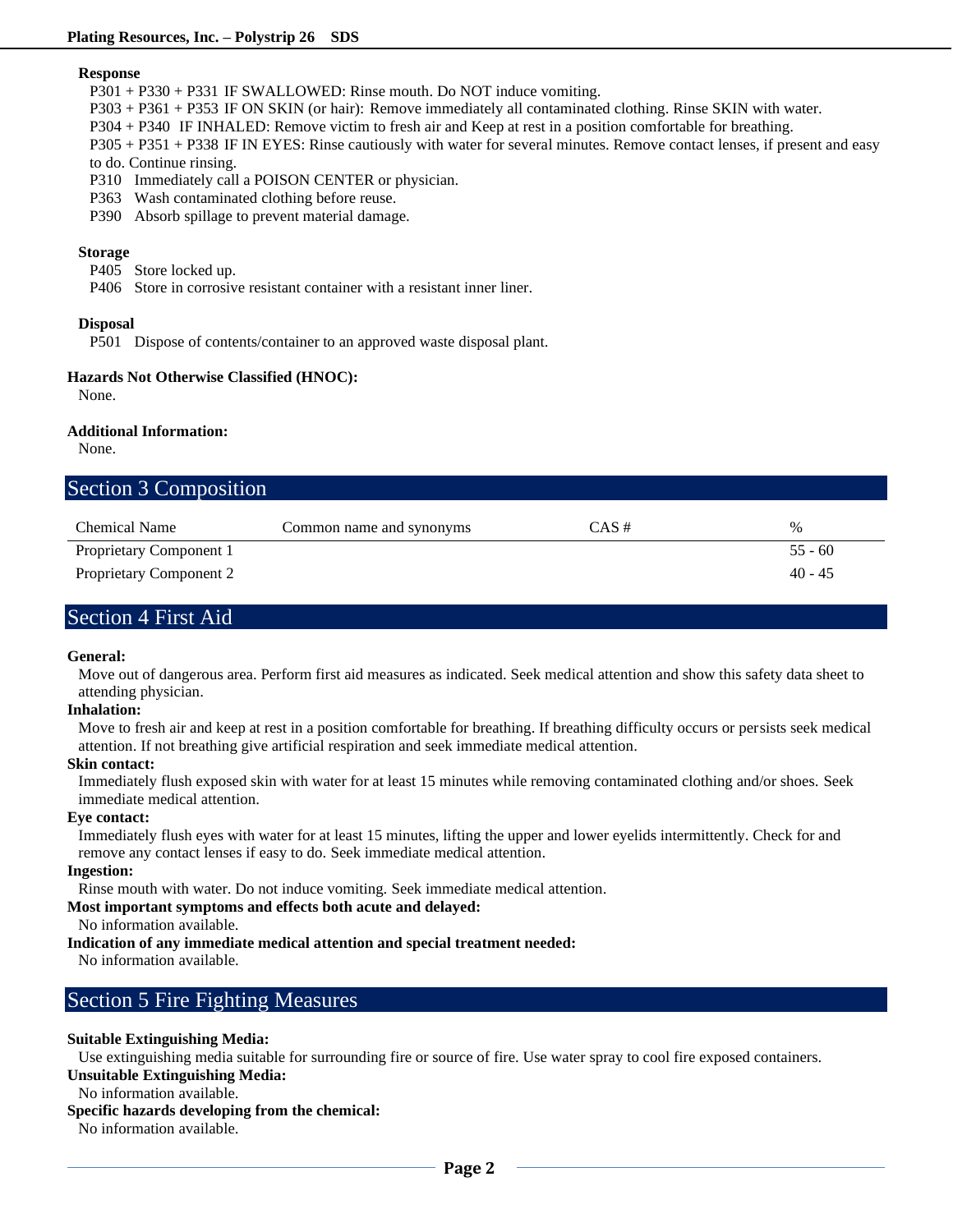**Response**

P301 + P330 + P331 IF SWALLOWED: Rinse mouth. Do NOT induce vomiting.
P303 + P361 + P353 IF ON SKIN (or hair): Remove immediately all contaminated clothing. Rinse SKIN with water.
P304 + P340 IF INHALED: Remove victim to fresh air and Keep at rest in a position comfortable for breathing.
P305 + P351 + P338 IF IN EYES: Rinse cautiously with water for several minutes. Remove contact lenses, if present and easy to do. Continue rinsing.
P310 Immediately call a POISON CENTER or physician.
P363 Wash contaminated clothing before reuse.
P390 Absorb spillage to prevent material damage.

**Storage**

P405 Store locked up.
P406 Store in corrosive resistant container with a resistant inner liner.

**Disposal**

P501 Dispose of contents/container to an approved waste disposal plant.

**Hazards Not Otherwise Classified (HNOC):**

None.

**Additional Information:**

None.

## Section 3 Composition

| Chemical Name | Common name and synonyms | CAS # | % |
|---|---|---|---|
| Proprietary Component 1 | | | 55 - 60 |
| Proprietary Component 2 | | | 40 - 45 |

## Section 4 First Aid

**General:**
Move out of dangerous area. Perform first aid measures as indicated. Seek medical attention and show this safety data sheet to attending physician.

**Inhalation:**
Move to fresh air and keep at rest in a position comfortable for breathing. If breathing difficulty occurs or persists seek medical attention. If not breathing give artificial respiration and seek immediate medical attention.

**Skin contact:**
Immediately flush exposed skin with water for at least 15 minutes while removing contaminated clothing and/or shoes. Seek immediate medical attention.

**Eye contact:**
Immediately flush eyes with water for at least 15 minutes, lifting the upper and lower eyelids intermittently. Check for and remove any contact lenses if easy to do. Seek immediate medical attention.

**Ingestion:**
Rinse mouth with water. Do not induce vomiting. Seek immediate medical attention.

**Most important symptoms and effects both acute and delayed:**
No information available.

**Indication of any immediate medical attention and special treatment needed:**
No information available.

## Section 5 Fire Fighting Measures

**Suitable Extinguishing Media:**
Use extinguishing media suitable for surrounding fire or source of fire. Use water spray to cool fire exposed containers.

**Unsuitable Extinguishing Media:**
No information available.

**Specific hazards developing from the chemical:**
No information available.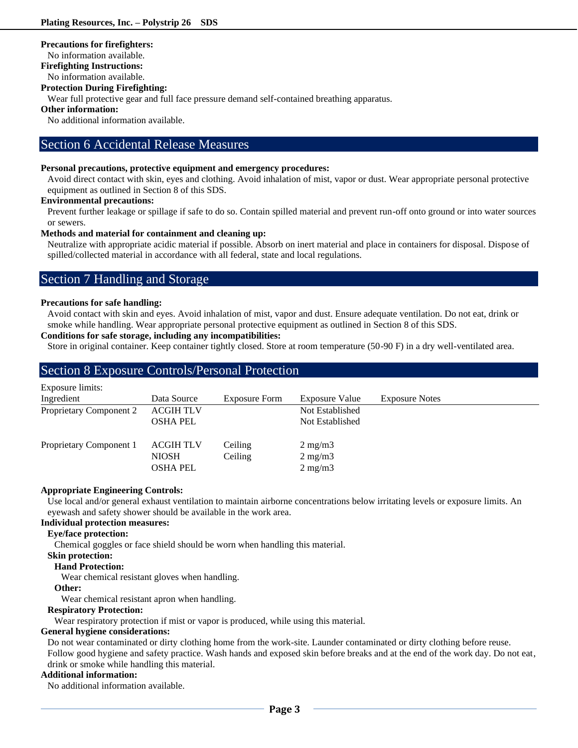**Precautions for firefighters:**

No information available.

**Firefighting Instructions:**

No information available.

**Protection During Firefighting:**

Wear full protective gear and full face pressure demand self-contained breathing apparatus.

**Other information:**

No additional information available.

## Section 6 Accidental Release Measures

**Personal precautions, protective equipment and emergency procedures:**

Avoid direct contact with skin, eyes and clothing. Avoid inhalation of mist, vapor or dust. Wear appropriate personal protective equipment as outlined in Section 8 of this SDS.

**Environmental precautions:**

Prevent further leakage or spillage if safe to do so. Contain spilled material and prevent run-off onto ground or into water sources or sewers.

**Methods and material for containment and cleaning up:**

Neutralize with appropriate acidic material if possible. Absorb on inert material and place in containers for disposal. Dispose of spilled/collected material in accordance with all federal, state and local regulations.

## Section 7 Handling and Storage

**Precautions for safe handling:**

Avoid contact with skin and eyes. Avoid inhalation of mist, vapor and dust. Ensure adequate ventilation. Do not eat, drink or smoke while handling. Wear appropriate personal protective equipment as outlined in Section 8 of this SDS.

**Conditions for safe storage, including any incompatibilities:**

Store in original container. Keep container tightly closed. Store at room temperature (50-90 F) in a dry well-ventilated area.

## Section 8 Exposure Controls/Personal Protection

Exposure limits:

| Ingredient | Data Source | Exposure Form | Exposure Value | Exposure Notes |
|---|---|---|---|---|
| Proprietary Component 2 | ACGIH TLV | | Not Established | |
| | OSHA PEL | | Not Established | |
| Proprietary Component 1 | ACGIH TLV | Ceiling | 2 mg/m3 | |
| | NIOSH | Ceiling | 2 mg/m3 | |
| | OSHA PEL | | 2 mg/m3 | |

**Appropriate Engineering Controls:**

Use local and/or general exhaust ventilation to maintain airborne concentrations below irritating levels or exposure limits. An eyewash and safety shower should be available in the work area.

**Individual protection measures:**

**Eye/face protection:**

Chemical goggles or face shield should be worn when handling this material.

**Skin protection:**

**Hand Protection:**

Wear chemical resistant gloves when handling.

**Other:**

Wear chemical resistant apron when handling.

**Respiratory Protection:**

Wear respiratory protection if mist or vapor is produced, while using this material.

**General hygiene considerations:**

Do not wear contaminated or dirty clothing home from the work-site. Launder contaminated or dirty clothing before reuse. Follow good hygiene and safety practice. Wash hands and exposed skin before breaks and at the end of the work day. Do not eat, drink or smoke while handling this material.

**Additional information:**

No additional information available.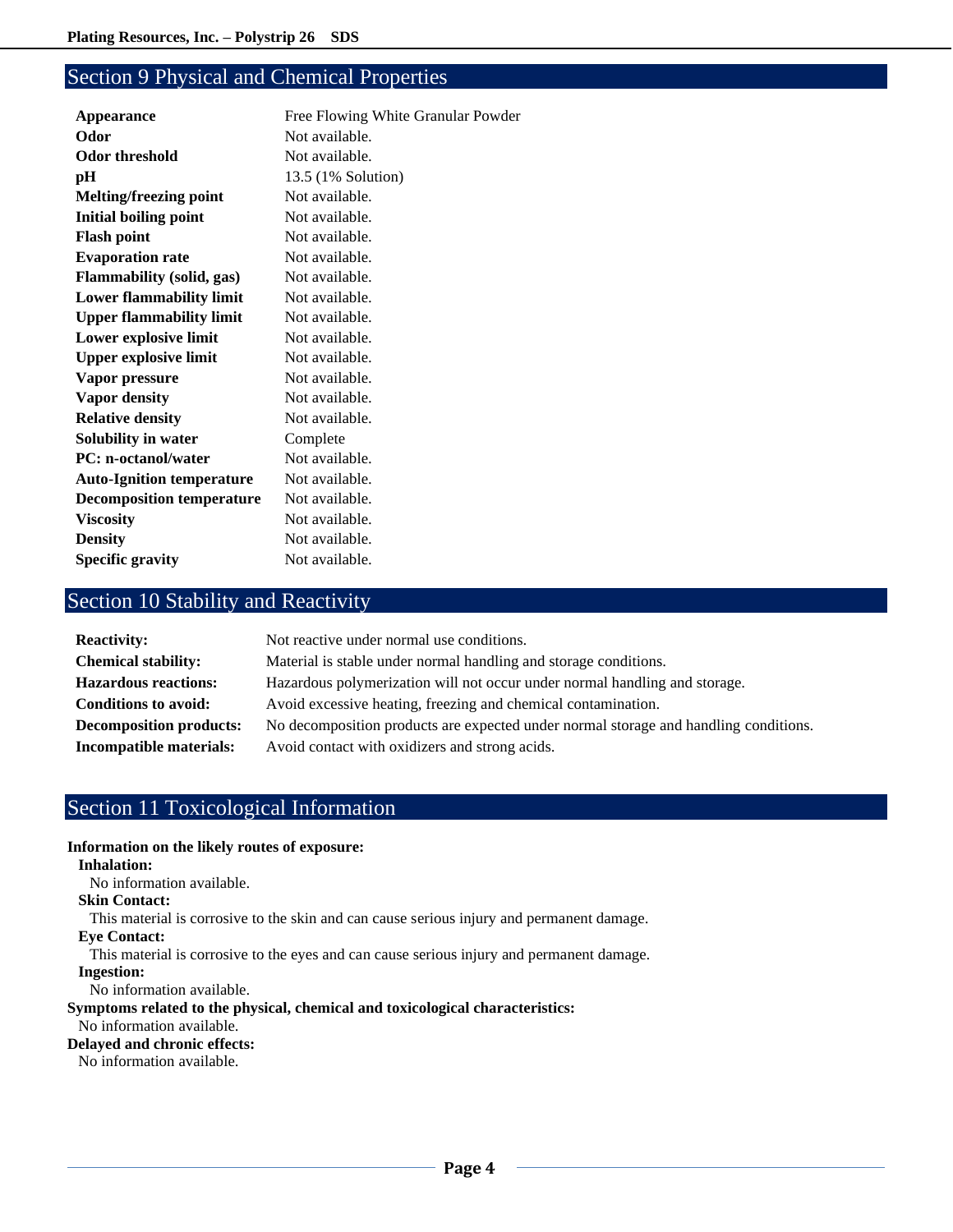## Section 9 Physical and Chemical Properties

| | |
|---|---|
| **Appearance** | Free Flowing White Granular Powder |
| **Odor** | Not available. |
| **Odor threshold** | Not available. |
| **pH** | 13.5 (1% Solution) |
| **Melting/freezing point** | Not available. |
| **Initial boiling point** | Not available. |
| **Flash point** | Not available. |
| **Evaporation rate** | Not available. |
| **Flammability (solid, gas)** | Not available. |
| **Lower flammability limit** | Not available. |
| **Upper flammability limit** | Not available. |
| **Lower explosive limit** | Not available. |
| **Upper explosive limit** | Not available. |
| **Vapor pressure** | Not available. |
| **Vapor density** | Not available. |
| **Relative density** | Not available. |
| **Solubility in water** | Complete |
| **PC: n-octanol/water** | Not available. |
| **Auto-Ignition temperature** | Not available. |
| **Decomposition temperature** | Not available. |
| **Viscosity** | Not available. |
| **Density** | Not available. |
| **Specific gravity** | Not available. |

## Section 10 Stability and Reactivity

| | |
|---|---|
| **Reactivity:** | Not reactive under normal use conditions. |
| **Chemical stability:** | Material is stable under normal handling and storage conditions. |
| **Hazardous reactions:** | Hazardous polymerization will not occur under normal handling and storage. |
| **Conditions to avoid:** | Avoid excessive heating, freezing and chemical contamination. |
| **Decomposition products:** | No decomposition products are expected under normal storage and handling conditions. |
| **Incompatible materials:** | Avoid contact with oxidizers and strong acids. |

## Section 11 Toxicological Information

**Information on the likely routes of exposure:**

**Inhalation:**
No information available.

**Skin Contact:**
This material is corrosive to the skin and can cause serious injury and permanent damage.

**Eye Contact:**
This material is corrosive to the eyes and can cause serious injury and permanent damage.

**Ingestion:**
No information available.

**Symptoms related to the physical, chemical and toxicological characteristics:**
No information available.

**Delayed and chronic effects:**
No information available.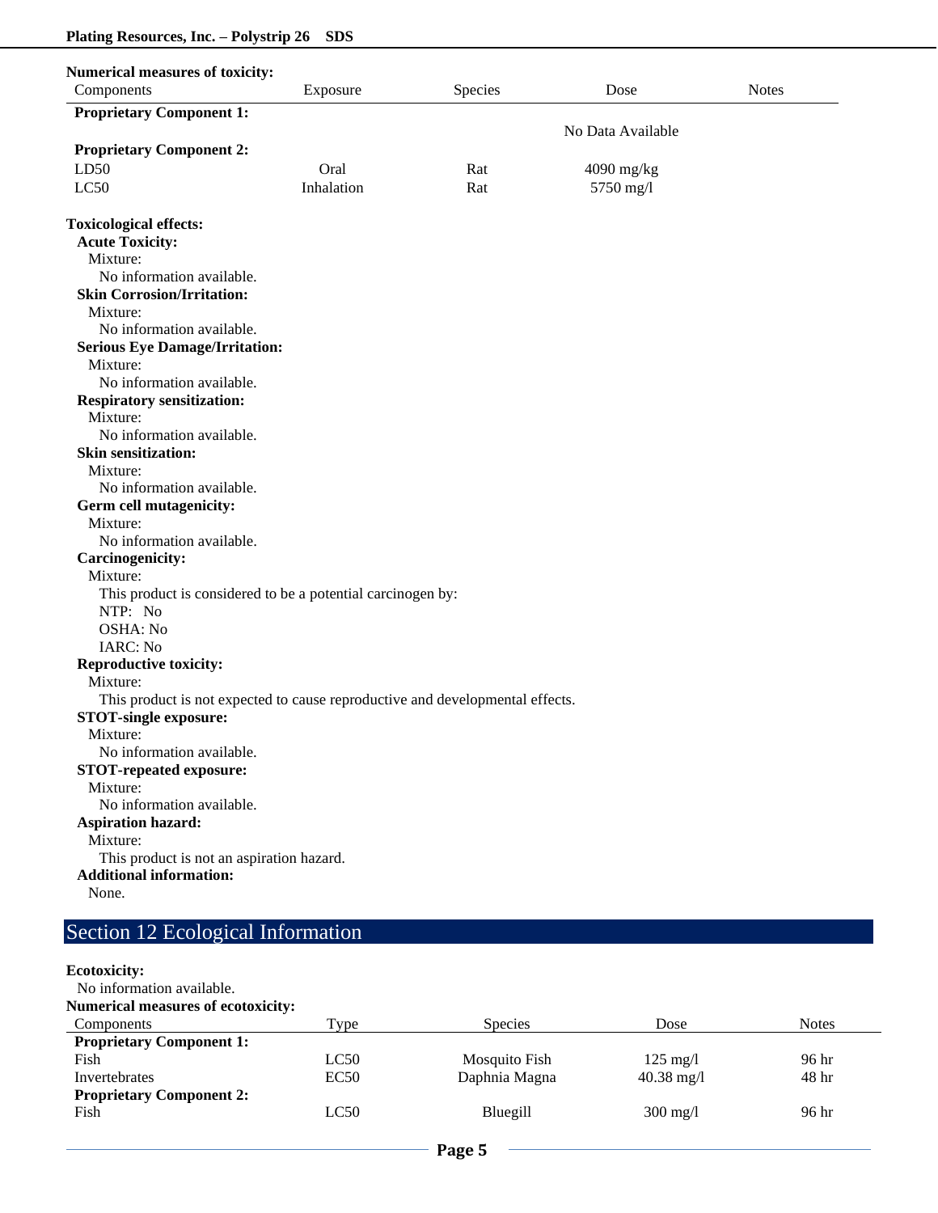**Numerical measures of toxicity:**

| Components | Exposure | Species | Dose | Notes |
|---|---|---|---|---|
| **Proprietary Component 1:** | | | | |
| | | | No Data Available | |
| **Proprietary Component 2:** | | | | |
| LD50 | Oral | Rat | 4090 mg/kg | |
| LC50 | Inhalation | Rat | 5750 mg/l | |

**Toxicological effects:**

**Acute Toxicity:**
Mixture:
No information available.

**Skin Corrosion/Irritation:**
Mixture:
No information available.

**Serious Eye Damage/Irritation:**
Mixture:
No information available.

**Respiratory sensitization:**
Mixture:
No information available.

**Skin sensitization:**
Mixture:
No information available.

**Germ cell mutagenicity:**
Mixture:
No information available.

**Carcinogenicity:**
Mixture:
This product is considered to be a potential carcinogen by:
NTP: No
OSHA: No
IARC: No

**Reproductive toxicity:**
Mixture:
This product is not expected to cause reproductive and developmental effects.

**STOT-single exposure:**
Mixture:
No information available.

**STOT-repeated exposure:**
Mixture:
No information available.

**Aspiration hazard:**
Mixture:
This product is not an aspiration hazard.

**Additional information:**
None.

## Section 12 Ecological Information

**Ecotoxicity:**
No information available.

**Numerical measures of ecotoxicity:**

| Components | Type | Species | Dose | Notes |
|---|---|---|---|---|
| **Proprietary Component 1:** | | | | |
| Fish | LC50 | Mosquito Fish | 125 mg/l | 96 hr |
| Invertebrates | EC50 | Daphnia Magna | 40.38 mg/l | 48 hr |
| **Proprietary Component 2:** | | | | |
| Fish | LC50 | Bluegill | 300 mg/l | 96 hr |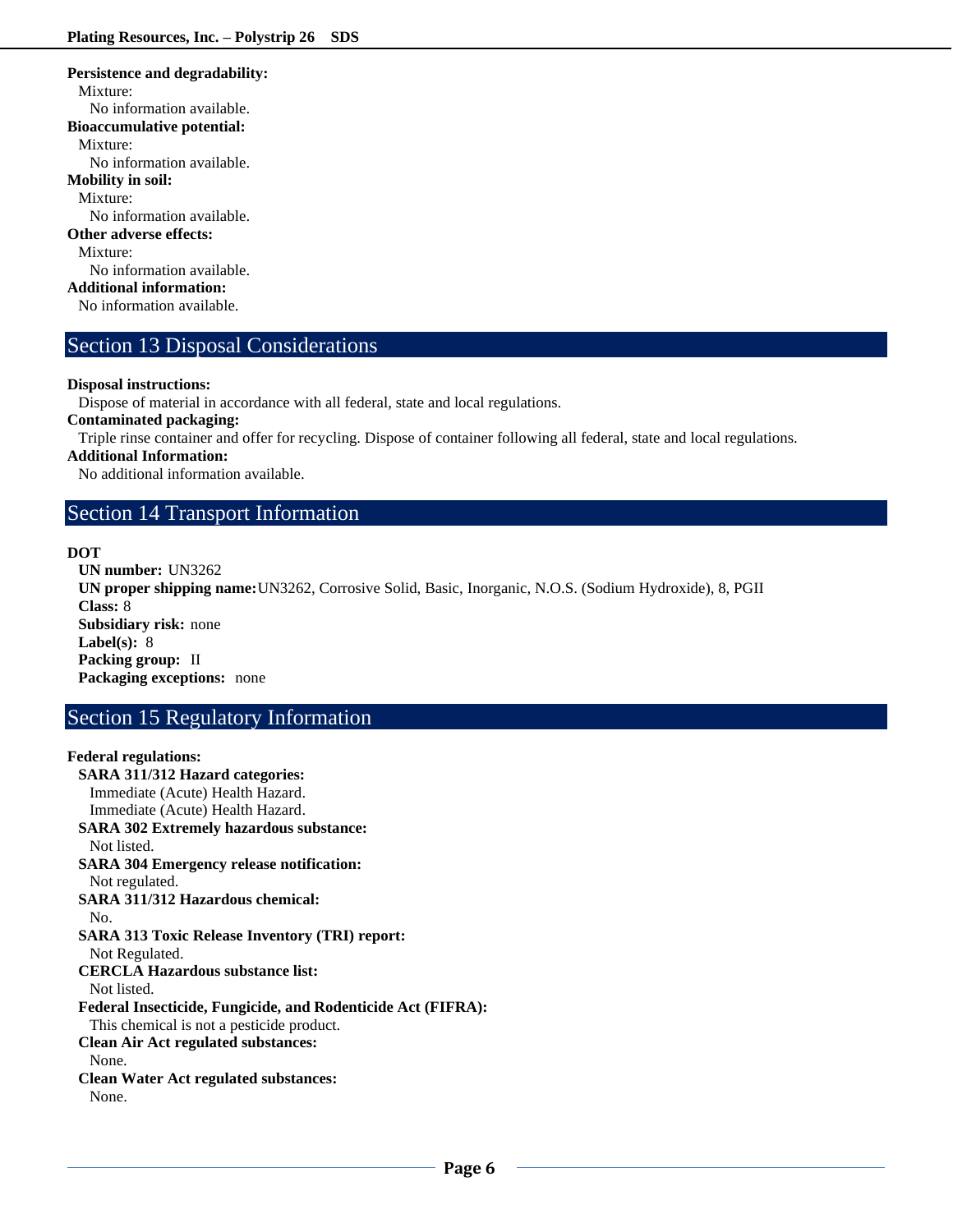**Persistence and degradability:**

Mixture:

No information available.

**Bioaccumulative potential:**

Mixture:

No information available.

**Mobility in soil:**

Mixture:

No information available.

**Other adverse effects:**

Mixture:

No information available.

**Additional information:**

No information available.

## Section 13 Disposal Considerations

**Disposal instructions:**

Dispose of material in accordance with all federal, state and local regulations.

**Contaminated packaging:**

Triple rinse container and offer for recycling. Dispose of container following all federal, state and local regulations.

**Additional Information:**

No additional information available.

## Section 14 Transport Information

**DOT**

**UN number:** UN3262

**UN proper shipping name:** UN3262, Corrosive Solid, Basic, Inorganic, N.O.S. (Sodium Hydroxide), 8, PGII

**Class:** 8

**Subsidiary risk:** none

**Label(s):** 8

**Packing group:** II

**Packaging exceptions:** none

## Section 15 Regulatory Information

**Federal regulations:**

**SARA 311/312 Hazard categories:**

Immediate (Acute) Health Hazard.

Immediate (Acute) Health Hazard.

**SARA 302 Extremely hazardous substance:**

Not listed.

**SARA 304 Emergency release notification:**

Not regulated.

**SARA 311/312 Hazardous chemical:**

No.

**SARA 313 Toxic Release Inventory (TRI) report:**

Not Regulated.

**CERCLA Hazardous substance list:**

Not listed.

**Federal Insecticide, Fungicide, and Rodenticide Act (FIFRA):**

This chemical is not a pesticide product.

**Clean Air Act regulated substances:**

None.

**Clean Water Act regulated substances:**

None.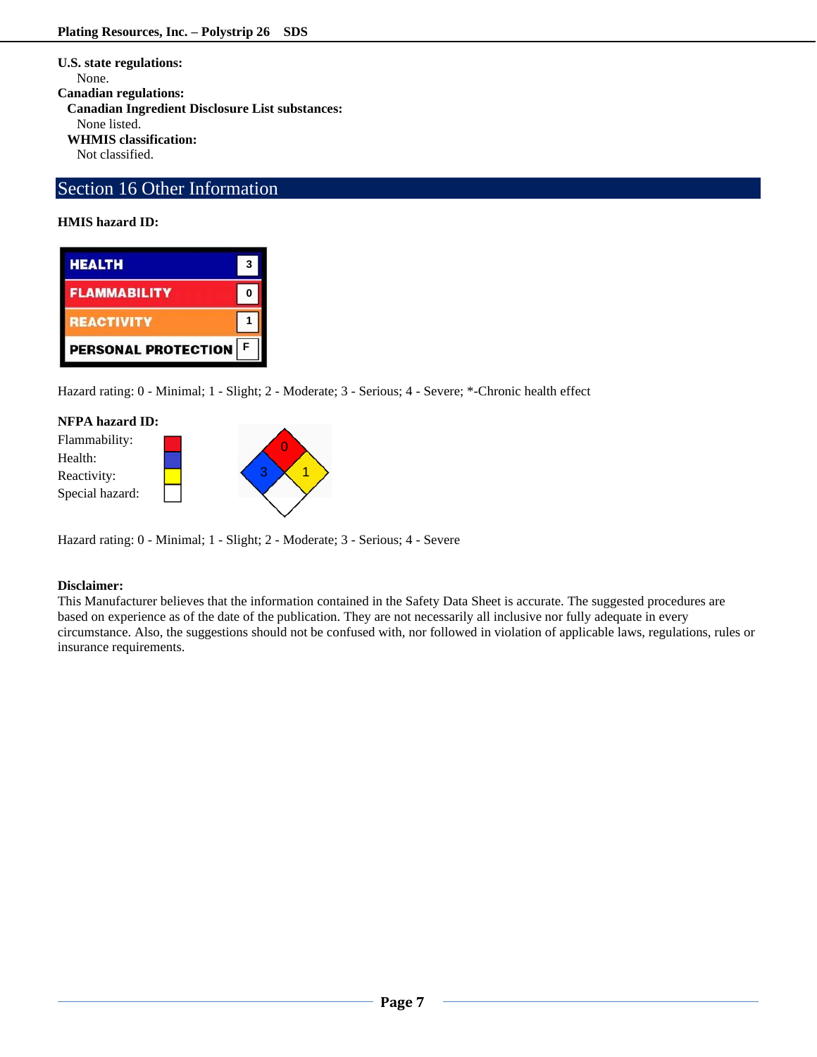**U.S. state regulations:**

None.

**Canadian regulations:**

**Canadian Ingredient Disclosure List substances:**

None listed.

**WHMIS classification:**

Not classified.

## Section 16 Other Information

**HMIS hazard ID:**

| | |
|---|---|
| HEALTH | 3 |
| FLAMMABILITY | 0 |
| REACTIVITY | 1 |
| PERSONAL PROTECTION | F |

Hazard rating: 0 - Minimal; 1 - Slight; 2 - Moderate; 3 - Serious; 4 - Severe; *-Chronic health effect

**NFPA hazard ID:**

Flammability:
Health:
Reactivity:
Special hazard:

0
3
1

Hazard rating: 0 - Minimal; 1 - Slight; 2 - Moderate; 3 - Serious; 4 - Severe

**Disclaimer:**

This Manufacturer believes that the information contained in the Safety Data Sheet is accurate. The suggested procedures are based on experience as of the date of the publication. They are not necessarily all inclusive nor fully adequate in every circumstance. Also, the suggestions should not be confused with, nor followed in violation of applicable laws, regulations, rules or insurance requirements.